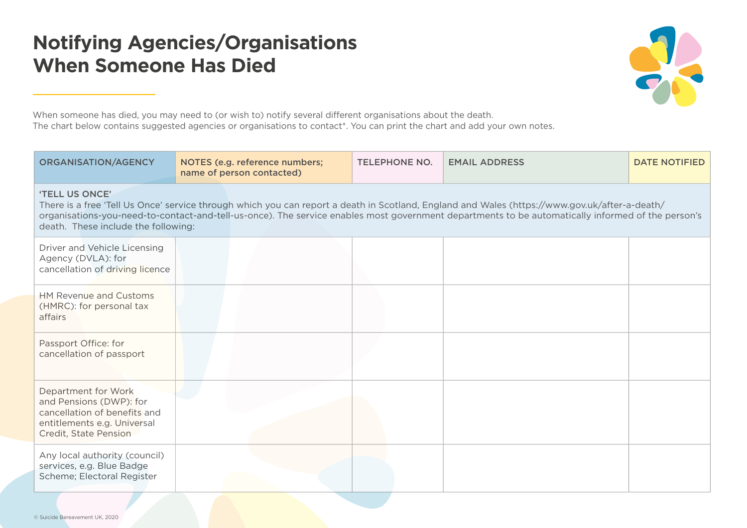# Notifying Agencies/Organisations When Someone Has Died

When someone has died, you may need to (or wish to) notify several different organisations about the death.
The chart below contains suggested agencies or organisations to contact*. You can print the chart and add your own notes.

| ORGANISATION/AGENCY | NOTES (e.g. reference numbers; name of person contacted) | TELEPHONE NO. | EMAIL ADDRESS | DATE NOTIFIED |
|---|---|---|---|---|
| **'TELL US ONCE'** There is a free 'Tell Us Once' service through which you can report a death in Scotland, England and Wales (https://www.gov.uk/after-a-death/organisations-you-need-to-contact-and-tell-us-once). The service enables most government departments to be automatically informed of the person's death. These include the following: | | | | |
| Driver and Vehicle Licensing Agency (DVLA): for cancellation of driving licence | | | | |
| HM Revenue and Customs (HMRC): for personal tax affairs | | | | |
| Passport Office: for cancellation of passport | | | | |
| Department for Work and Pensions (DWP): for cancellation of benefits and entitlements e.g. Universal Credit, State Pension | | | | |
| Any local authority (council) services, e.g. Blue Badge Scheme; Electoral Register | | | | |

© Suicide Bereavement UK, 2020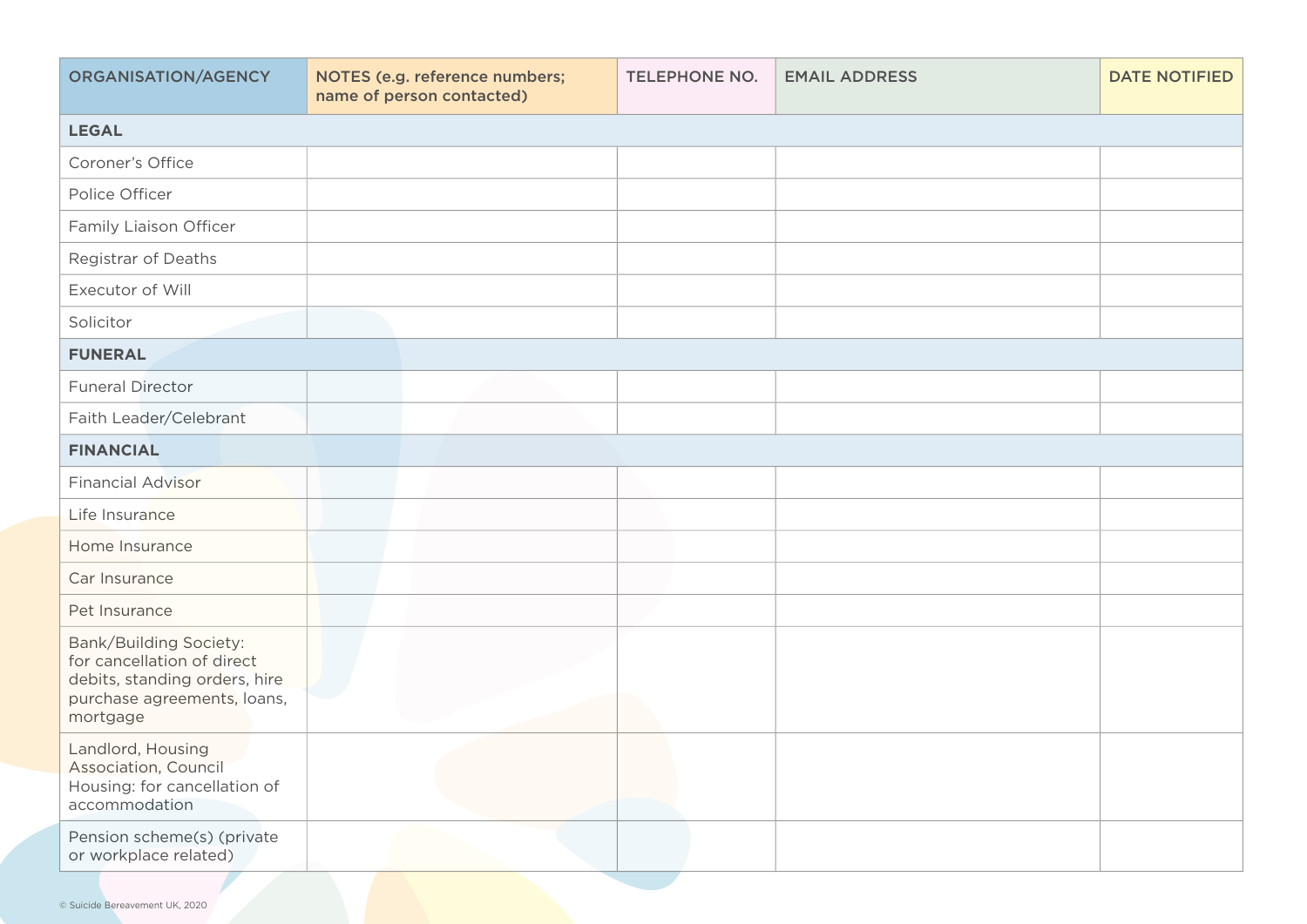| ORGANISATION/AGENCY | NOTES (e.g. reference numbers; name of person contacted) | TELEPHONE NO. | EMAIL ADDRESS | DATE NOTIFIED |
|---|---|---|---|---|
| **LEGAL** | | | | |
| Coroner's Office | | | | |
| Police Officer | | | | |
| Family Liaison Officer | | | | |
| Registrar of Deaths | | | | |
| Executor of Will | | | | |
| Solicitor | | | | |
| **FUNERAL** | | | | |
| Funeral Director | | | | |
| Faith Leader/Celebrant | | | | |
| **FINANCIAL** | | | | |
| Financial Advisor | | | | |
| Life Insurance | | | | |
| Home Insurance | | | | |
| Car Insurance | | | | |
| Pet Insurance | | | | |
| Bank/Building Society: for cancellation of direct debits, standing orders, hire purchase agreements, loans, mortgage | | | | |
| Landlord, Housing Association, Council Housing: for cancellation of accommodation | | | | |
| Pension scheme(s) (private or workplace related) | | | | |

© Suicide Bereavement UK, 2020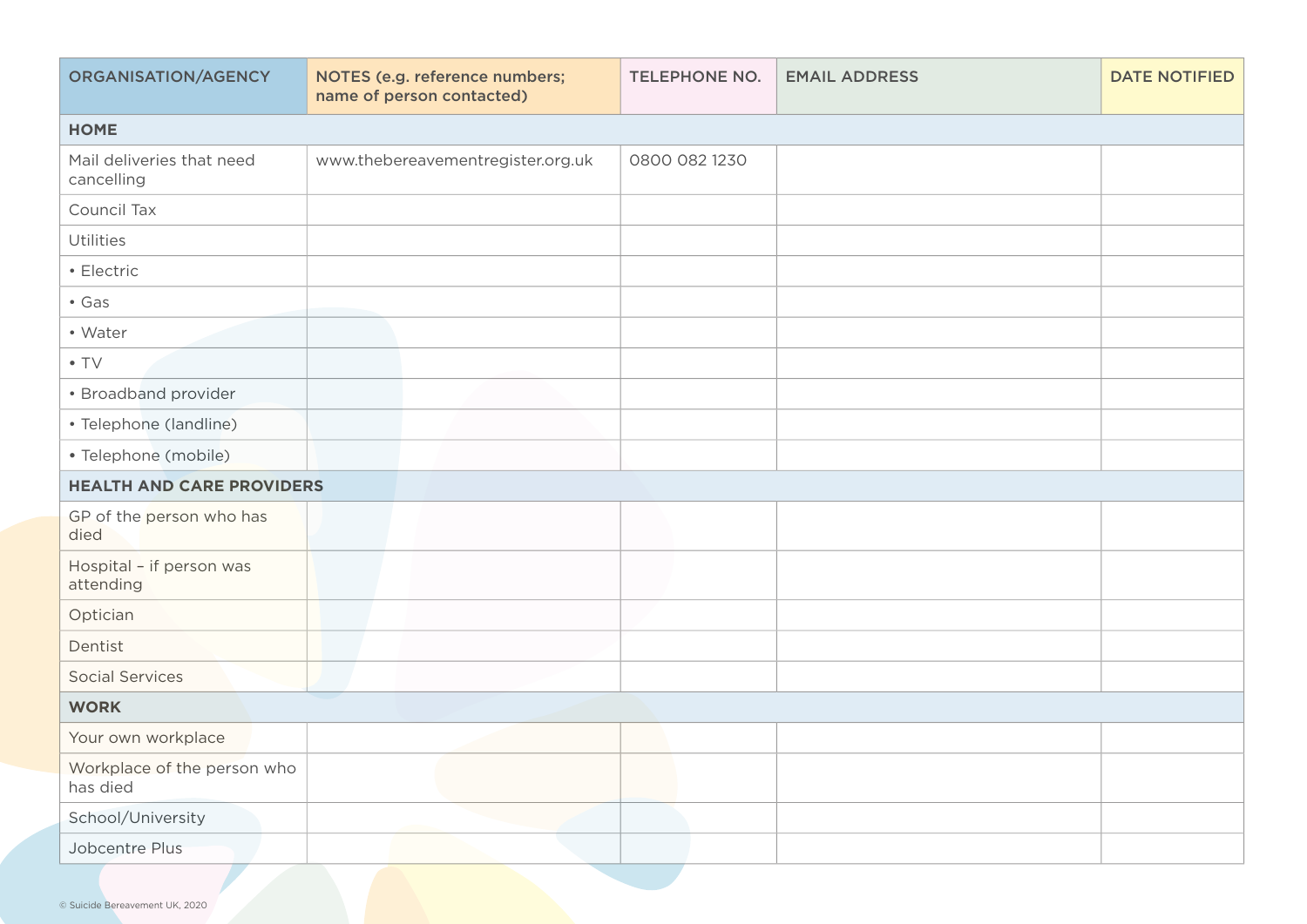| ORGANISATION/AGENCY | NOTES (e.g. reference numbers; name of person contacted) | TELEPHONE NO. | EMAIL ADDRESS | DATE NOTIFIED |
|---|---|---|---|---|
| **HOME** | | | | |
| Mail deliveries that need cancelling | www.thebereavementregister.org.uk | 0800 082 1230 | | |
| Council Tax | | | | |
| Utilities | | | | |
| • Electric | | | | |
| • Gas | | | | |
| • Water | | | | |
| • TV | | | | |
| • Broadband provider | | | | |
| • Telephone (landline) | | | | |
| • Telephone (mobile) | | | | |
| **HEALTH AND CARE PROVIDERS** | | | | |
| GP of the person who has died | | | | |
| Hospital – if person was attending | | | | |
| Optician | | | | |
| Dentist | | | | |
| Social Services | | | | |
| **WORK** | | | | |
| Your own workplace | | | | |
| Workplace of the person who has died | | | | |
| School/University | | | | |
| Jobcentre Plus | | | | |

© Suicide Bereavement UK, 2020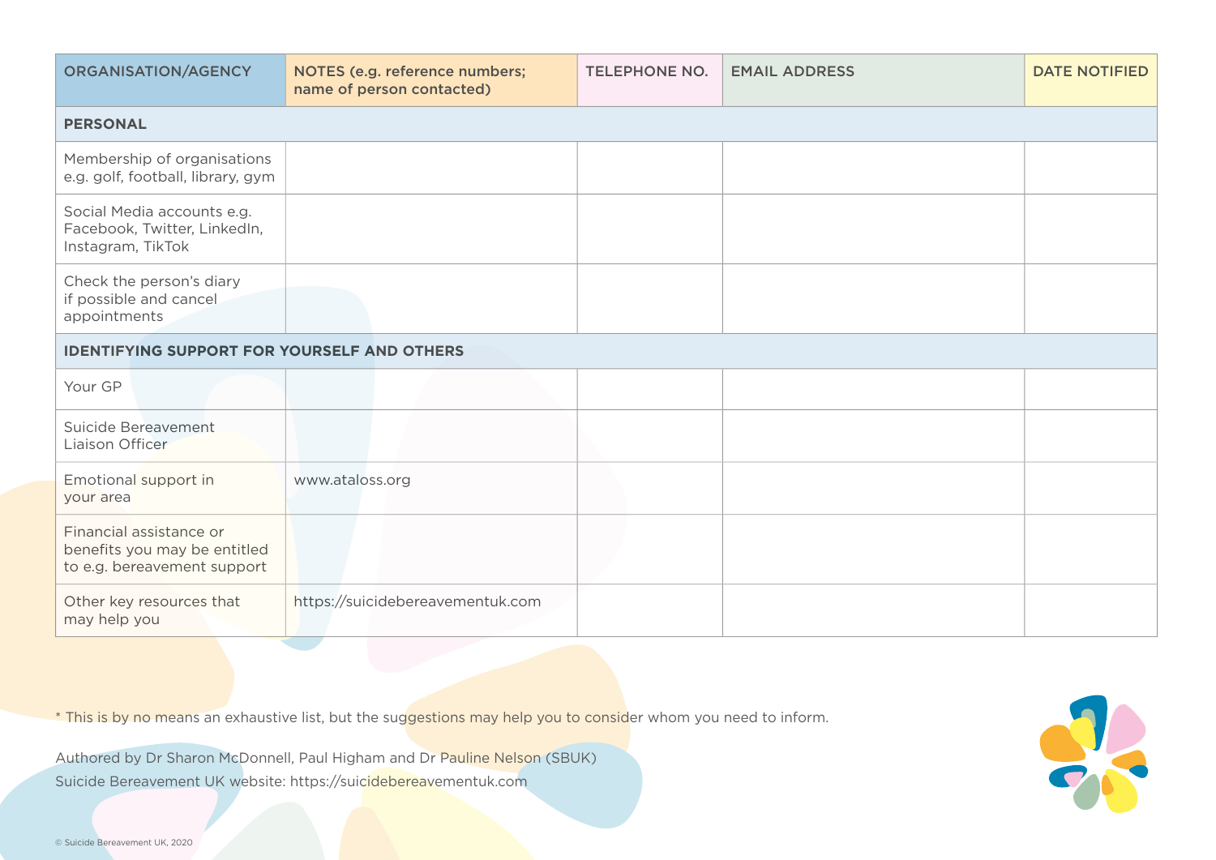| ORGANISATION/AGENCY | NOTES (e.g. reference numbers; name of person contacted) | TELEPHONE NO. | EMAIL ADDRESS | DATE NOTIFIED |
|---|---|---|---|---|
| **PERSONAL** | | | | |
| Membership of organisations e.g. golf, football, library, gym | | | | |
| Social Media accounts e.g. Facebook, Twitter, LinkedIn, Instagram, TikTok | | | | |
| Check the person's diary if possible and cancel appointments | | | | |
| **IDENTIFYING SUPPORT FOR YOURSELF AND OTHERS** | | | | |
| Your GP | | | | |
| Suicide Bereavement Liaison Officer | | | | |
| Emotional support in your area | www.ataloss.org | | | |
| Financial assistance or benefits you may be entitled to e.g. bereavement support | | | | |
| Other key resources that may help you | https://suicidebereavementuk.com | | | |

* This is by no means an exhaustive list, but the suggestions may help you to consider whom you need to inform.

Authored by Dr Sharon McDonnell, Paul Higham and Dr Pauline Nelson (SBUK)
Suicide Bereavement UK website: https://suicidebereavementuk.com

© Suicide Bereavement UK, 2020